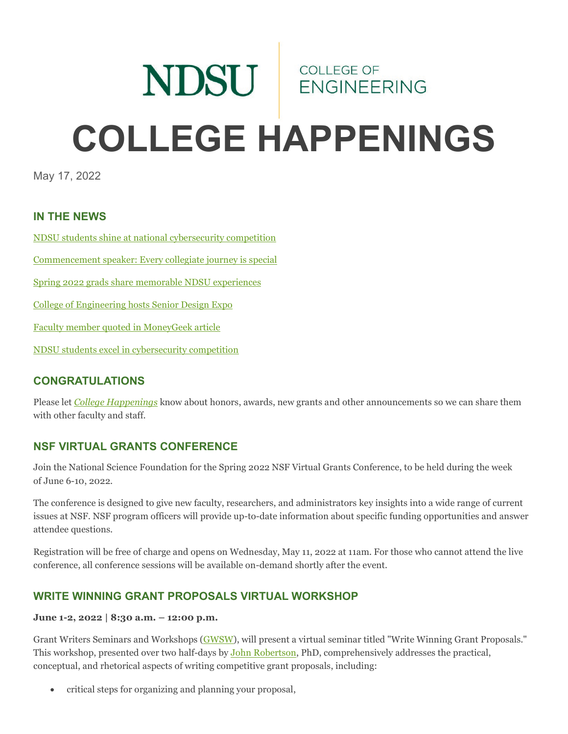NDSU | COLLEGE OF ENGINEERING

# COLLEGE HAPPENINGS

May 17, 2022

## IN THE NEWS

NDSU students shine at national cybersecurity competition

Commencement speaker: Every collegiate journey is special

Spring 2022 grads share memorable NDSU experiences

College of Engineering hosts Senior Design Expo

Faculty member quoted in MoneyGeek article

NDSU students excel in cybersecurity competition

## CONGRATULATIONS

Please let *College Happenings* know about honors, awards, new grants and other announcements so we can share them with other faculty and staff.

## NSF VIRTUAL GRANTS CONFERENCE

Join the National Science Foundation for the Spring 2022 NSF Virtual Grants Conference, to be held during the week of June 6-10, 2022.

The conference is designed to give new faculty, researchers, and administrators key insights into a wide range of current issues at NSF. NSF program officers will provide up-to-date information about specific funding opportunities and answer attendee questions.

Registration will be free of charge and opens on Wednesday, May 11, 2022 at 11am. For those who cannot attend the live conference, all conference sessions will be available on-demand shortly after the event.

## WRITE WINNING GRANT PROPOSALS VIRTUAL WORKSHOP

**June 1-2, 2022 | 8:30 a.m. – 12:00 p.m.**

Grant Writers Seminars and Workshops (GWSW), will present a virtual seminar titled "Write Winning Grant Proposals." This workshop, presented over two half-days by John Robertson, PhD, comprehensively addresses the practical, conceptual, and rhetorical aspects of writing competitive grant proposals, including:

- critical steps for organizing and planning your proposal,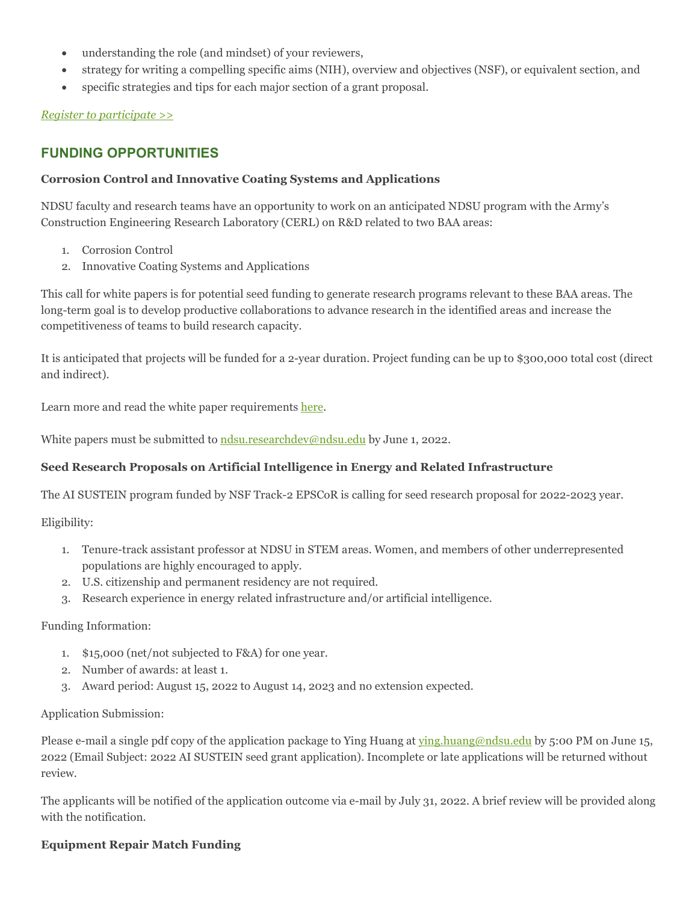- understanding the role (and mindset) of your reviewers,
- strategy for writing a compelling specific aims (NIH), overview and objectives (NSF), or equivalent section, and
- specific strategies and tips for each major section of a grant proposal.

*Register to participate >>*

## FUNDING OPPORTUNITIES

**Corrosion Control and Innovative Coating Systems and Applications**

NDSU faculty and research teams have an opportunity to work on an anticipated NDSU program with the Army's Construction Engineering Research Laboratory (CERL) on R&D related to two BAA areas:

1. Corrosion Control
2. Innovative Coating Systems and Applications

This call for white papers is for potential seed funding to generate research programs relevant to these BAA areas. The long-term goal is to develop productive collaborations to advance research in the identified areas and increase the competitiveness of teams to build research capacity.

It is anticipated that projects will be funded for a 2-year duration. Project funding can be up to $300,000 total cost (direct and indirect).

Learn more and read the white paper requirements here.

White papers must be submitted to ndsu.researchdev@ndsu.edu by June 1, 2022.

**Seed Research Proposals on Artificial Intelligence in Energy and Related Infrastructure**

The AI SUSTEIN program funded by NSF Track-2 EPSCoR is calling for seed research proposal for 2022-2023 year.

Eligibility:

1. Tenure-track assistant professor at NDSU in STEM areas. Women, and members of other underrepresented populations are highly encouraged to apply.
2. U.S. citizenship and permanent residency are not required.
3. Research experience in energy related infrastructure and/or artificial intelligence.

Funding Information:

1. $15,000 (net/not subjected to F&A) for one year.
2. Number of awards: at least 1.
3. Award period: August 15, 2022 to August 14, 2023 and no extension expected.

Application Submission:

Please e-mail a single pdf copy of the application package to Ying Huang at ying.huang@ndsu.edu by 5:00 PM on June 15, 2022 (Email Subject: 2022 AI SUSTEIN seed grant application). Incomplete or late applications will be returned without review.

The applicants will be notified of the application outcome via e-mail by July 31, 2022. A brief review will be provided along with the notification.

**Equipment Repair Match Funding**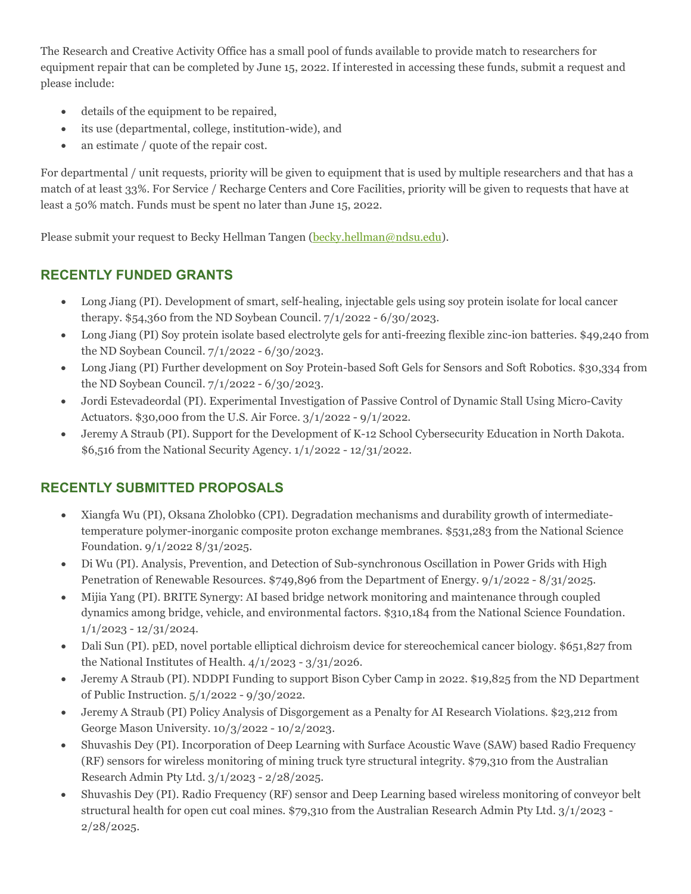The Research and Creative Activity Office has a small pool of funds available to provide match to researchers for equipment repair that can be completed by June 15, 2022. If interested in accessing these funds, submit a request and please include:

- details of the equipment to be repaired,
- its use (departmental, college, institution-wide), and
- an estimate / quote of the repair cost.

For departmental / unit requests, priority will be given to equipment that is used by multiple researchers and that has a match of at least 33%. For Service / Recharge Centers and Core Facilities, priority will be given to requests that have at least a 50% match. Funds must be spent no later than June 15, 2022.

Please submit your request to Becky Hellman Tangen (becky.hellman@ndsu.edu).

## RECENTLY FUNDED GRANTS

- Long Jiang (PI). Development of smart, self-healing, injectable gels using soy protein isolate for local cancer therapy. $54,360 from the ND Soybean Council. 7/1/2022 - 6/30/2023.
- Long Jiang (PI) Soy protein isolate based electrolyte gels for anti-freezing flexible zinc-ion batteries. $49,240 from the ND Soybean Council. 7/1/2022 - 6/30/2023.
- Long Jiang (PI) Further development on Soy Protein-based Soft Gels for Sensors and Soft Robotics. $30,334 from the ND Soybean Council. 7/1/2022 - 6/30/2023.
- Jordi Estevadeordal (PI). Experimental Investigation of Passive Control of Dynamic Stall Using Micro-Cavity Actuators. $30,000 from the U.S. Air Force. 3/1/2022 - 9/1/2022.
- Jeremy A Straub (PI). Support for the Development of K-12 School Cybersecurity Education in North Dakota. $6,516 from the National Security Agency. 1/1/2022 - 12/31/2022.

## RECENTLY SUBMITTED PROPOSALS

- Xiangfa Wu (PI), Oksana Zholobko (CPI). Degradation mechanisms and durability growth of intermediate-temperature polymer-inorganic composite proton exchange membranes. $531,283 from the National Science Foundation. 9/1/2022 8/31/2025.
- Di Wu (PI). Analysis, Prevention, and Detection of Sub-synchronous Oscillation in Power Grids with High Penetration of Renewable Resources. $749,896 from the Department of Energy. 9/1/2022 - 8/31/2025.
- Mijia Yang (PI). BRITE Synergy: AI based bridge network monitoring and maintenance through coupled dynamics among bridge, vehicle, and environmental factors. $310,184 from the National Science Foundation. 1/1/2023 - 12/31/2024.
- Dali Sun (PI). pED, novel portable elliptical dichroism device for stereochemical cancer biology. $651,827 from the National Institutes of Health. 4/1/2023 - 3/31/2026.
- Jeremy A Straub (PI). NDDPI Funding to support Bison Cyber Camp in 2022. $19,825 from the ND Department of Public Instruction. 5/1/2022 - 9/30/2022.
- Jeremy A Straub (PI) Policy Analysis of Disgorgement as a Penalty for AI Research Violations. $23,212 from George Mason University. 10/3/2022 - 10/2/2023.
- Shuvashis Dey (PI). Incorporation of Deep Learning with Surface Acoustic Wave (SAW) based Radio Frequency (RF) sensors for wireless monitoring of mining truck tyre structural integrity. $79,310 from the Australian Research Admin Pty Ltd. 3/1/2023 - 2/28/2025.
- Shuvashis Dey (PI). Radio Frequency (RF) sensor and Deep Learning based wireless monitoring of conveyor belt structural health for open cut coal mines. $79,310 from the Australian Research Admin Pty Ltd. 3/1/2023 - 2/28/2025.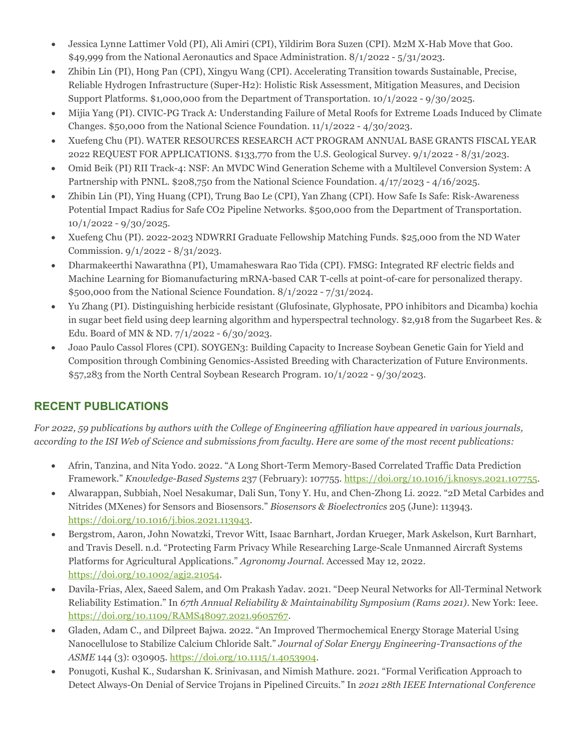- Jessica Lynne Lattimer Vold (PI), Ali Amiri (CPI), Yildirim Bora Suzen (CPI). M2M X-Hab Move that Goo. $49,999 from the National Aeronautics and Space Administration. 8/1/2022 - 5/31/2023.
- Zhibin Lin (PI), Hong Pan (CPI), Xingyu Wang (CPI). Accelerating Transition towards Sustainable, Precise, Reliable Hydrogen Infrastructure (Super-H2): Holistic Risk Assessment, Mitigation Measures, and Decision Support Platforms. $1,000,000 from the Department of Transportation. 10/1/2022 - 9/30/2025.
- Mijia Yang (PI). CIVIC-PG Track A: Understanding Failure of Metal Roofs for Extreme Loads Induced by Climate Changes. $50,000 from the National Science Foundation. 11/1/2022 - 4/30/2023.
- Xuefeng Chu (PI). WATER RESOURCES RESEARCH ACT PROGRAM ANNUAL BASE GRANTS FISCAL YEAR 2022 REQUEST FOR APPLICATIONS. $133,770 from the U.S. Geological Survey. 9/1/2022 - 8/31/2023.
- Omid Beik (PI) RII Track-4: NSF: An MVDC Wind Generation Scheme with a Multilevel Conversion System: A Partnership with PNNL. $208,750 from the National Science Foundation. 4/17/2023 - 4/16/2025.
- Zhibin Lin (PI), Ying Huang (CPI), Trung Bao Le (CPI), Yan Zhang (CPI). How Safe Is Safe: Risk-Awareness Potential Impact Radius for Safe CO2 Pipeline Networks. $500,000 from the Department of Transportation. 10/1/2022 - 9/30/2025.
- Xuefeng Chu (PI). 2022-2023 NDWRRI Graduate Fellowship Matching Funds. $25,000 from the ND Water Commission. 9/1/2022 - 8/31/2023.
- Dharmakeerthi Nawarathna (PI), Umamaheswara Rao Tida (CPI). FMSG: Integrated RF electric fields and Machine Learning for Biomanufacturing mRNA-based CAR T-cells at point-of-care for personalized therapy. $500,000 from the National Science Foundation. 8/1/2022 - 7/31/2024.
- Yu Zhang (PI). Distinguishing herbicide resistant (Glufosinate, Glyphosate, PPO inhibitors and Dicamba) kochia in sugar beet field using deep learning algorithm and hyperspectral technology. $2,918 from the Sugarbeet Res. & Edu. Board of MN & ND. 7/1/2022 - 6/30/2023.
- Joao Paulo Cassol Flores (CPI). SOYGEN3: Building Capacity to Increase Soybean Genetic Gain for Yield and Composition through Combining Genomics-Assisted Breeding with Characterization of Future Environments. $57,283 from the North Central Soybean Research Program. 10/1/2022 - 9/30/2023.

## RECENT PUBLICATIONS

*For 2022, 59 publications by authors with the College of Engineering affiliation have appeared in various journals, according to the ISI Web of Science and submissions from faculty. Here are some of the most recent publications:*

- Afrin, Tanzina, and Nita Yodo. 2022. "A Long Short-Term Memory-Based Correlated Traffic Data Prediction Framework." *Knowledge-Based Systems* 237 (February): 107755. https://doi.org/10.1016/j.knosys.2021.107755.
- Alwarappan, Subbiah, Noel Nesakumar, Dali Sun, Tony Y. Hu, and Chen-Zhong Li. 2022. "2D Metal Carbides and Nitrides (MXenes) for Sensors and Biosensors." *Biosensors & Bioelectronics* 205 (June): 113943. https://doi.org/10.1016/j.bios.2021.113943.
- Bergstrom, Aaron, John Nowatzki, Trevor Witt, Isaac Barnhart, Jordan Krueger, Mark Askelson, Kurt Barnhart, and Travis Desell. n.d. "Protecting Farm Privacy While Researching Large-Scale Unmanned Aircraft Systems Platforms for Agricultural Applications." *Agronomy Journal*. Accessed May 12, 2022. https://doi.org/10.1002/agj2.21054.
- Davila-Frias, Alex, Saeed Salem, and Om Prakash Yadav. 2021. "Deep Neural Networks for All-Terminal Network Reliability Estimation." In *67th Annual Reliability & Maintainability Symposium (Rams 2021)*. New York: Ieee. https://doi.org/10.1109/RAMS48097.2021.9605767.
- Gladen, Adam C., and Dilpreet Bajwa. 2022. "An Improved Thermochemical Energy Storage Material Using Nanocellulose to Stabilize Calcium Chloride Salt." *Journal of Solar Energy Engineering-Transactions of the ASME* 144 (3): 030905. https://doi.org/10.1115/1.4053904.
- Ponugoti, Kushal K., Sudarshan K. Srinivasan, and Nimish Mathure. 2021. "Formal Verification Approach to Detect Always-On Denial of Service Trojans in Pipelined Circuits." In *2021 28th IEEE International Conference*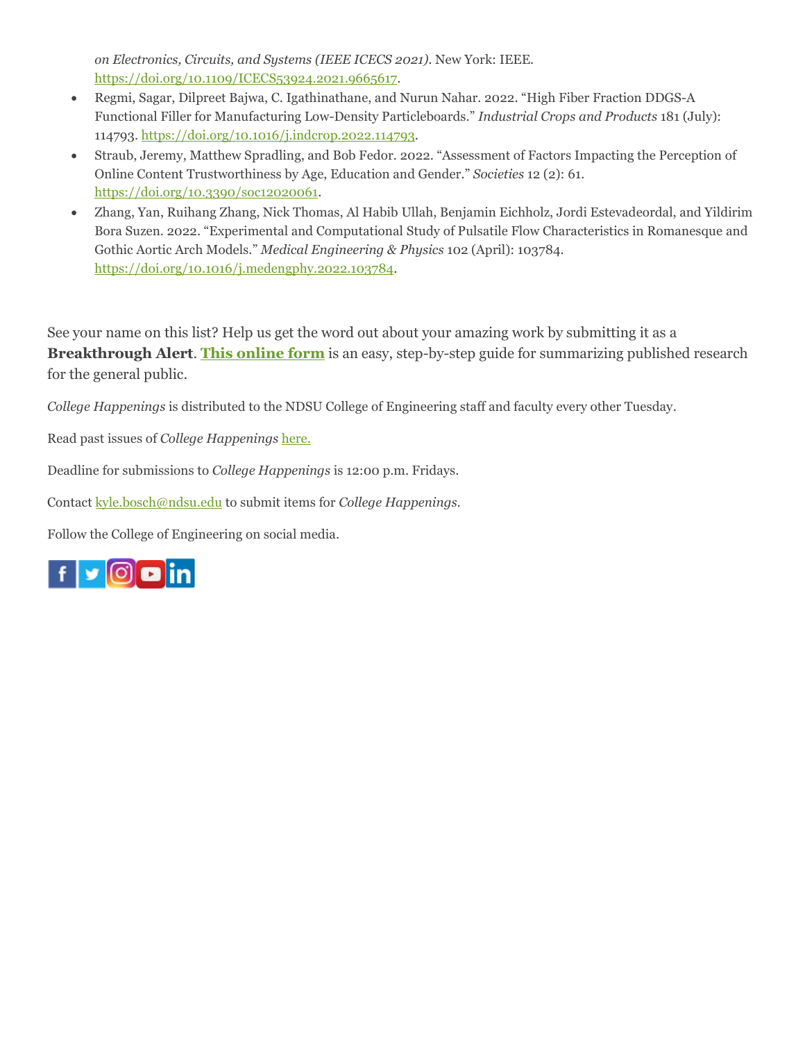*on Electronics, Circuits, and Systems (IEEE ICECS 2021)*. New York: IEEE. https://doi.org/10.1109/ICECS53924.2021.9665617.

- Regmi, Sagar, Dilpreet Bajwa, C. Igathinathane, and Nurun Nahar. 2022. "High Fiber Fraction DDGS-A Functional Filler for Manufacturing Low-Density Particleboards." *Industrial Crops and Products* 181 (July): 114793. https://doi.org/10.1016/j.indcrop.2022.114793.
- Straub, Jeremy, Matthew Spradling, and Bob Fedor. 2022. "Assessment of Factors Impacting the Perception of Online Content Trustworthiness by Age, Education and Gender." *Societies* 12 (2): 61. https://doi.org/10.3390/soc12020061.
- Zhang, Yan, Ruihang Zhang, Nick Thomas, Al Habib Ullah, Benjamin Eichholz, Jordi Estevadeordal, and Yildirim Bora Suzen. 2022. "Experimental and Computational Study of Pulsatile Flow Characteristics in Romanesque and Gothic Aortic Arch Models." *Medical Engineering & Physics* 102 (April): 103784. https://doi.org/10.1016/j.medengphy.2022.103784.

See your name on this list? Help us get the word out about your amazing work by submitting it as a **Breakthrough Alert**. **This online form** is an easy, step-by-step guide for summarizing published research for the general public.

*College Happenings* is distributed to the NDSU College of Engineering staff and faculty every other Tuesday.

Read past issues of *College Happenings* here.

Deadline for submissions to *College Happenings* is 12:00 p.m. Fridays.

Contact kyle.bosch@ndsu.edu to submit items for *College Happenings*.

Follow the College of Engineering on social media.